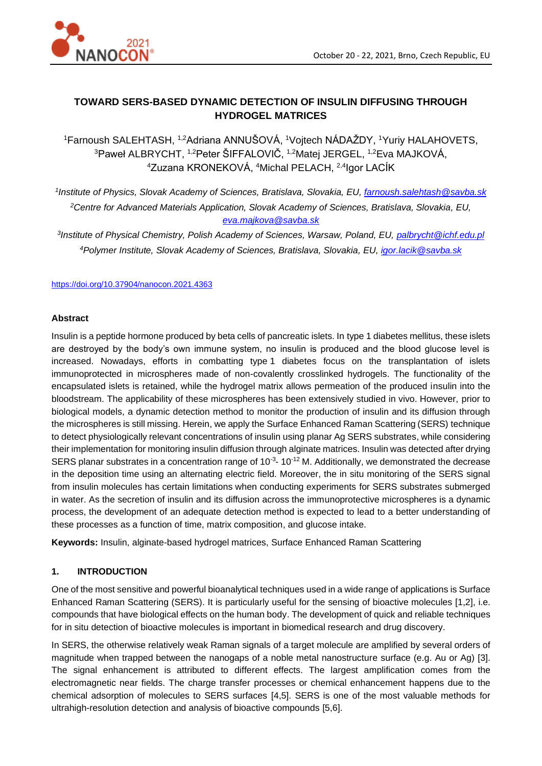# TOWARD SERS-BASED DYNAMIC DETECTION OF INSULIN DIFFUSING THROUGH HYDROGEL MATRICES

[1]Farnoush SALEHTASH, [1,2]Adriana ANNUŠOVÁ, [1]Vojtech NÁDAŽDY, [1]Yuriy HALAHOVETS, [3]Paweł ALBRYCHT, [1,2]Peter ŠIFFALOVIČ, [1,2]Matej JERGEL, [1,2]Eva MAJKOVÁ, [4]Zuzana KRONEKOVÁ, [4]Michal PELACH, [2,4]Igor LACÍK

*[1]Institute of Physics, Slovak Academy of Sciences, Bratislava, Slovakia, EU, farnoush.salehtash@savba.sk*

*[2]Centre for Advanced Materials Application, Slovak Academy of Sciences, Bratislava, Slovakia, EU, eva.majkova@savba.sk*

*[3]Institute of Physical Chemistry, Polish Academy of Sciences, Warsaw, Poland, EU, palbrycht@ichf.edu.pl*

*[4]Polymer Institute, Slovak Academy of Sciences, Bratislava, Slovakia, EU, igor.lacik@savba.sk*

https://doi.org/10.37904/nanocon.2021.4363

## Abstract

Insulin is a peptide hormone produced by beta cells of pancreatic islets. In type 1 diabetes mellitus, these islets are destroyed by the body's own immune system, no insulin is produced and the blood glucose level is increased. Nowadays, efforts in combatting type 1 diabetes focus on the transplantation of islets immunoprotected in microspheres made of non-covalently crosslinked hydrogels. The functionality of the encapsulated islets is retained, while the hydrogel matrix allows permeation of the produced insulin into the bloodstream. The applicability of these microspheres has been extensively studied in vivo. However, prior to biological models, a dynamic detection method to monitor the production of insulin and its diffusion through the microspheres is still missing. Herein, we apply the Surface Enhanced Raman Scattering (SERS) technique to detect physiologically relevant concentrations of insulin using planar Ag SERS substrates, while considering their implementation for monitoring insulin diffusion through alginate matrices. Insulin was detected after drying SERS planar substrates in a concentration range of $10^{-3}$- $10^{-12}$ M. Additionally, we demonstrated the decrease in the deposition time using an alternating electric field. Moreover, the in situ monitoring of the SERS signal from insulin molecules has certain limitations when conducting experiments for SERS substrates submerged in water. As the secretion of insulin and its diffusion across the immunoprotective microspheres is a dynamic process, the development of an adequate detection method is expected to lead to a better understanding of these processes as a function of time, matrix composition, and glucose intake.

**Keywords:** Insulin, alginate-based hydrogel matrices, Surface Enhanced Raman Scattering

## 1. INTRODUCTION

One of the most sensitive and powerful bioanalytical techniques used in a wide range of applications is Surface Enhanced Raman Scattering (SERS). It is particularly useful for the sensing of bioactive molecules [1,2], i.e. compounds that have biological effects on the human body. The development of quick and reliable techniques for in situ detection of bioactive molecules is important in biomedical research and drug discovery.

In SERS, the otherwise relatively weak Raman signals of a target molecule are amplified by several orders of magnitude when trapped between the nanogaps of a noble metal nanostructure surface (e.g. Au or Ag) [3]. The signal enhancement is attributed to different effects. The largest amplification comes from the electromagnetic near fields. The charge transfer processes or chemical enhancement happens due to the chemical adsorption of molecules to SERS surfaces [4,5]. SERS is one of the most valuable methods for ultrahigh-resolution detection and analysis of bioactive compounds [5,6].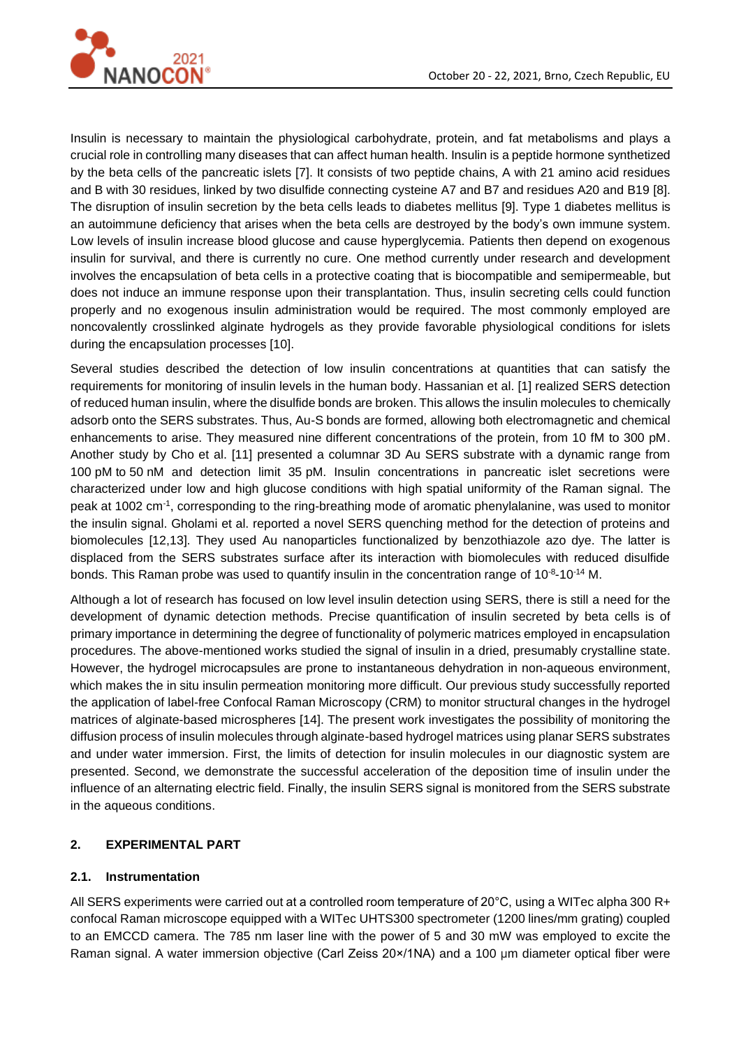Insulin is necessary to maintain the physiological carbohydrate, protein, and fat metabolisms and plays a crucial role in controlling many diseases that can affect human health. Insulin is a peptide hormone synthetized by the beta cells of the pancreatic islets [7]. It consists of two peptide chains, A with 21 amino acid residues and B with 30 residues, linked by two disulfide connecting cysteine A7 and B7 and residues A20 and B19 [8]. The disruption of insulin secretion by the beta cells leads to diabetes mellitus [9]. Type 1 diabetes mellitus is an autoimmune deficiency that arises when the beta cells are destroyed by the body's own immune system. Low levels of insulin increase blood glucose and cause hyperglycemia. Patients then depend on exogenous insulin for survival, and there is currently no cure. One method currently under research and development involves the encapsulation of beta cells in a protective coating that is biocompatible and semipermeable, but does not induce an immune response upon their transplantation. Thus, insulin secreting cells could function properly and no exogenous insulin administration would be required. The most commonly employed are noncovalently crosslinked alginate hydrogels as they provide favorable physiological conditions for islets during the encapsulation processes [10].

Several studies described the detection of low insulin concentrations at quantities that can satisfy the requirements for monitoring of insulin levels in the human body. Hassanian et al. [1] realized SERS detection of reduced human insulin, where the disulfide bonds are broken. This allows the insulin molecules to chemically adsorb onto the SERS substrates. Thus, Au-S bonds are formed, allowing both electromagnetic and chemical enhancements to arise. They measured nine different concentrations of the protein, from 10 fM to 300 pM. Another study by Cho et al. [11] presented a columnar 3D Au SERS substrate with a dynamic range from 100 pM to 50 nM and detection limit 35 pM. Insulin concentrations in pancreatic islet secretions were characterized under low and high glucose conditions with high spatial uniformity of the Raman signal. The peak at 1002 $cm^{-1}$, corresponding to the ring-breathing mode of aromatic phenylalanine, was used to monitor the insulin signal. Gholami et al. reported a novel SERS quenching method for the detection of proteins and biomolecules [12,13]. They used Au nanoparticles functionalized by benzothiazole azo dye. The latter is displaced from the SERS substrates surface after its interaction with biomolecules with reduced disulfide bonds. This Raman probe was used to quantify insulin in the concentration range of $10^{-8}$-$10^{-14}$ M.

Although a lot of research has focused on low level insulin detection using SERS, there is still a need for the development of dynamic detection methods. Precise quantification of insulin secreted by beta cells is of primary importance in determining the degree of functionality of polymeric matrices employed in encapsulation procedures. The above-mentioned works studied the signal of insulin in a dried, presumably crystalline state. However, the hydrogel microcapsules are prone to instantaneous dehydration in non-aqueous environment, which makes the in situ insulin permeation monitoring more difficult. Our previous study successfully reported the application of label-free Confocal Raman Microscopy (CRM) to monitor structural changes in the hydrogel matrices of alginate-based microspheres [14]. The present work investigates the possibility of monitoring the diffusion process of insulin molecules through alginate-based hydrogel matrices using planar SERS substrates and under water immersion. First, the limits of detection for insulin molecules in our diagnostic system are presented. Second, we demonstrate the successful acceleration of the deposition time of insulin under the influence of an alternating electric field. Finally, the insulin SERS signal is monitored from the SERS substrate in the aqueous conditions.

## 2. EXPERIMENTAL PART

### 2.1. Instrumentation

All SERS experiments were carried out at a controlled room temperature of 20°C, using a WITec alpha 300 R+ confocal Raman microscope equipped with a WITec UHTS300 spectrometer (1200 lines/mm grating) coupled to an EMCCD camera. The 785 nm laser line with the power of 5 and 30 mW was employed to excite the Raman signal. A water immersion objective (Carl Zeiss 20×/1NA) and a 100 μm diameter optical fiber were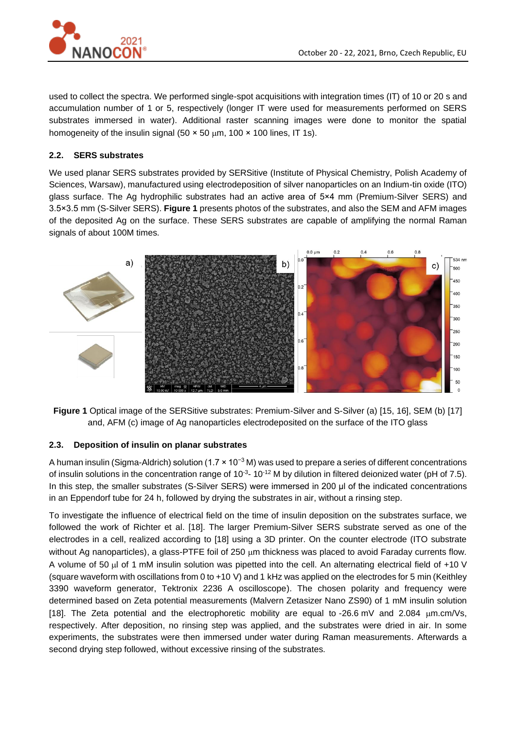used to collect the spectra. We performed single-spot acquisitions with integration times (IT) of 10 or 20 s and accumulation number of 1 or 5, respectively (longer IT were used for measurements performed on SERS substrates immersed in water). Additional raster scanning images were done to monitor the spatial homogeneity of the insulin signal (50 × 50 μm, 100 × 100 lines, IT 1s).

### 2.2. SERS substrates

We used planar SERS substrates provided by SERSitive (Institute of Physical Chemistry, Polish Academy of Sciences, Warsaw), manufactured using electrodeposition of silver nanoparticles on an Indium-tin oxide (ITO) glass surface. The Ag hydrophilic substrates had an active area of 5×4 mm (Premium-Silver SERS) and 3.5×3.5 mm (S-Silver SERS). **Figure 1** presents photos of the substrates, and also the SEM and AFM images of the deposited Ag on the surface. These SERS substrates are capable of amplifying the normal Raman signals of about 100M times.

**Figure 1** Optical image of the SERSitive substrates: Premium-Silver and S-Silver (a) [15, 16], SEM (b) [17] and, AFM (c) image of Ag nanoparticles electrodeposited on the surface of the ITO glass

### 2.3. Deposition of insulin on planar substrates

A human insulin (Sigma-Aldrich) solution ($1.7 \times 10^{-3}$ M) was used to prepare a series of different concentrations of insulin solutions in the concentration range of $10^{-3}$- $10^{-12}$ M by dilution in filtered deionized water (pH of 7.5). In this step, the smaller substrates (S-Silver SERS) were immersed in 200 µl of the indicated concentrations in an Eppendorf tube for 24 h, followed by drying the substrates in air, without a rinsing step.

To investigate the influence of electrical field on the time of insulin deposition on the substrates surface, we followed the work of Richter et al. [18]. The larger Premium-Silver SERS substrate served as one of the electrodes in a cell, realized according to [18] using a 3D printer. On the counter electrode (ITO substrate without Ag nanoparticles), a glass-PTFE foil of 250 μm thickness was placed to avoid Faraday currents flow. A volume of 50 μl of 1 mM insulin solution was pipetted into the cell. An alternating electrical field of +10 V (square waveform with oscillations from 0 to +10 V) and 1 kHz was applied on the electrodes for 5 min (Keithley 3390 waveform generator, Tektronix 2236 A oscilloscope). The chosen polarity and frequency were determined based on Zeta potential measurements (Malvern Zetasizer Nano ZS90) of 1 mM insulin solution [18]. The Zeta potential and the electrophoretic mobility are equal to -26.6 mV and 2.084 μm.cm/Vs, respectively. After deposition, no rinsing step was applied, and the substrates were dried in air. In some experiments, the substrates were then immersed under water during Raman measurements. Afterwards a second drying step followed, without excessive rinsing of the substrates.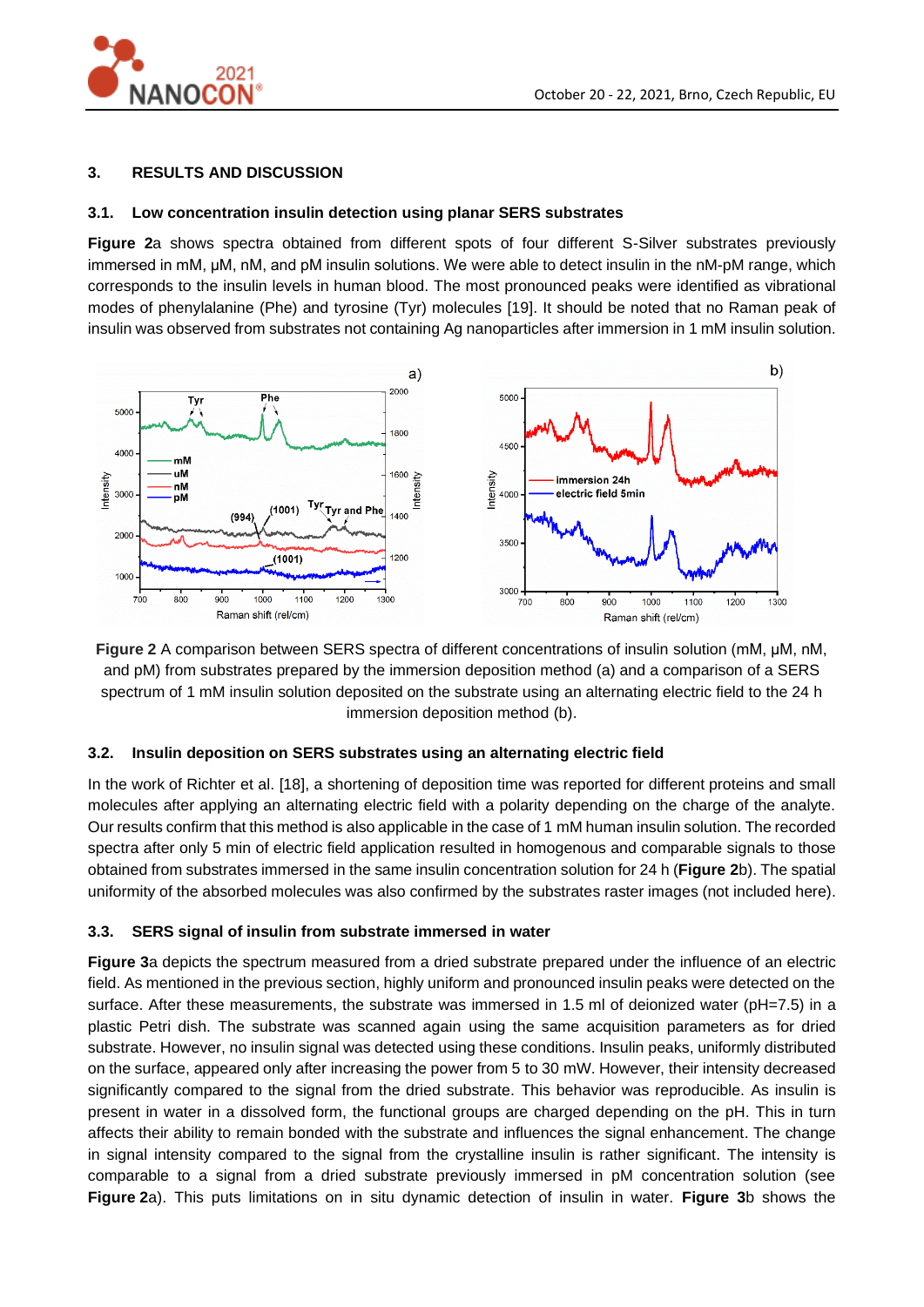## 3. RESULTS AND DISCUSSION

### 3.1. Low concentration insulin detection using planar SERS substrates

**Figure 2**a shows spectra obtained from different spots of four different S-Silver substrates previously immersed in mM, μM, nM, and pM insulin solutions. We were able to detect insulin in the nM-pM range, which corresponds to the insulin levels in human blood. The most pronounced peaks were identified as vibrational modes of phenylalanine (Phe) and tyrosine (Tyr) molecules [19]. It should be noted that no Raman peak of insulin was observed from substrates not containing Ag nanoparticles after immersion in 1 mM insulin solution.

**Figure 2** A comparison between SERS spectra of different concentrations of insulin solution (mM, μM, nM, and pM) from substrates prepared by the immersion deposition method (a) and a comparison of a SERS spectrum of 1 mM insulin solution deposited on the substrate using an alternating electric field to the 24 h immersion deposition method (b).

### 3.2. Insulin deposition on SERS substrates using an alternating electric field

In the work of Richter et al. [18], a shortening of deposition time was reported for different proteins and small molecules after applying an alternating electric field with a polarity depending on the charge of the analyte. Our results confirm that this method is also applicable in the case of 1 mM human insulin solution. The recorded spectra after only 5 min of electric field application resulted in homogenous and comparable signals to those obtained from substrates immersed in the same insulin concentration solution for 24 h (**Figure 2**b). The spatial uniformity of the absorbed molecules was also confirmed by the substrates raster images (not included here).

### 3.3. SERS signal of insulin from substrate immersed in water

**Figure 3**a depicts the spectrum measured from a dried substrate prepared under the influence of an electric field. As mentioned in the previous section, highly uniform and pronounced insulin peaks were detected on the surface. After these measurements, the substrate was immersed in 1.5 ml of deionized water (pH=7.5) in a plastic Petri dish. The substrate was scanned again using the same acquisition parameters as for dried substrate. However, no insulin signal was detected using these conditions. Insulin peaks, uniformly distributed on the surface, appeared only after increasing the power from 5 to 30 mW. However, their intensity decreased significantly compared to the signal from the dried substrate. This behavior was reproducible. As insulin is present in water in a dissolved form, the functional groups are charged depending on the pH. This in turn affects their ability to remain bonded with the substrate and influences the signal enhancement. The change in signal intensity compared to the signal from the crystalline insulin is rather significant. The intensity is comparable to a signal from a dried substrate previously immersed in pM concentration solution (see **Figure 2**a). This puts limitations on in situ dynamic detection of insulin in water. **Figure 3**b shows the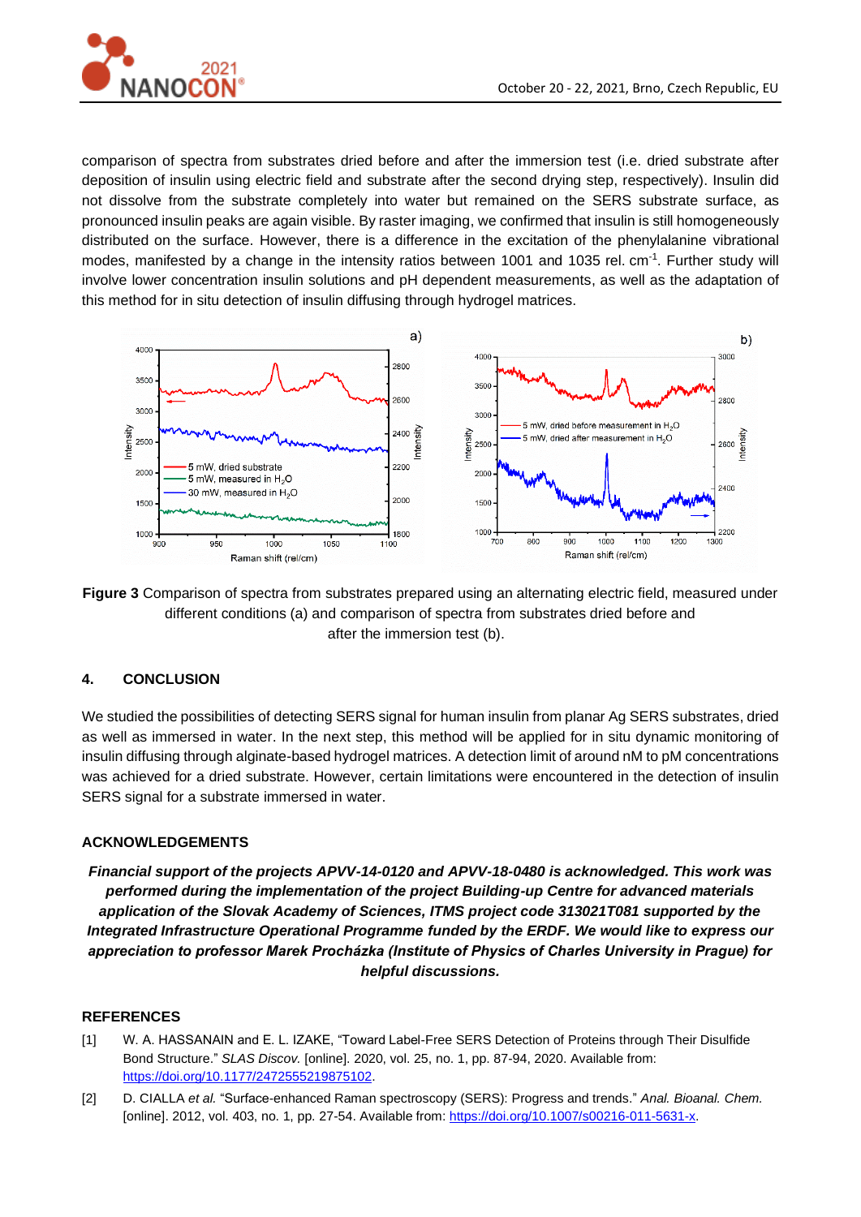comparison of spectra from substrates dried before and after the immersion test (i.e. dried substrate after deposition of insulin using electric field and substrate after the second drying step, respectively). Insulin did not dissolve from the substrate completely into water but remained on the SERS substrate surface, as pronounced insulin peaks are again visible. By raster imaging, we confirmed that insulin is still homogeneously distributed on the surface. However, there is a difference in the excitation of the phenylalanine vibrational modes, manifested by a change in the intensity ratios between 1001 and 1035 rel. $cm^{-1}$. Further study will involve lower concentration insulin solutions and pH dependent measurements, as well as the adaptation of this method for in situ detection of insulin diffusing through hydrogel matrices.

**Figure 3** Comparison of spectra from substrates prepared using an alternating electric field, measured under different conditions (a) and comparison of spectra from substrates dried before and after the immersion test (b).

## 4. CONCLUSION

We studied the possibilities of detecting SERS signal for human insulin from planar Ag SERS substrates, dried as well as immersed in water. In the next step, this method will be applied for in situ dynamic monitoring of insulin diffusing through alginate-based hydrogel matrices. A detection limit of around nM to pM concentrations was achieved for a dried substrate. However, certain limitations were encountered in the detection of insulin SERS signal for a substrate immersed in water.

## ACKNOWLEDGEMENTS

***Financial support of the projects APVV-14-0120 and APVV-18-0480 is acknowledged. This work was performed during the implementation of the project Building-up Centre for advanced materials application of the Slovak Academy of Sciences, ITMS project code 313021T081 supported by the Integrated Infrastructure Operational Programme funded by the ERDF. We would like to express our appreciation to professor Marek Procházka (Institute of Physics of Charles University in Prague) for helpful discussions.***

## REFERENCES

[1] W. A. HASSANAIN and E. L. IZAKE, "Toward Label-Free SERS Detection of Proteins through Their Disulfide Bond Structure." *SLAS Discov.* [online]. 2020, vol. 25, no. 1, pp. 87-94, 2020. Available from: https://doi.org/10.1177/2472555219875102.

[2] D. CIALLA *et al.* "Surface-enhanced Raman spectroscopy (SERS): Progress and trends." *Anal. Bioanal. Chem.* [online]. 2012, vol. 403, no. 1, pp. 27-54. Available from: https://doi.org/10.1007/s00216-011-5631-x.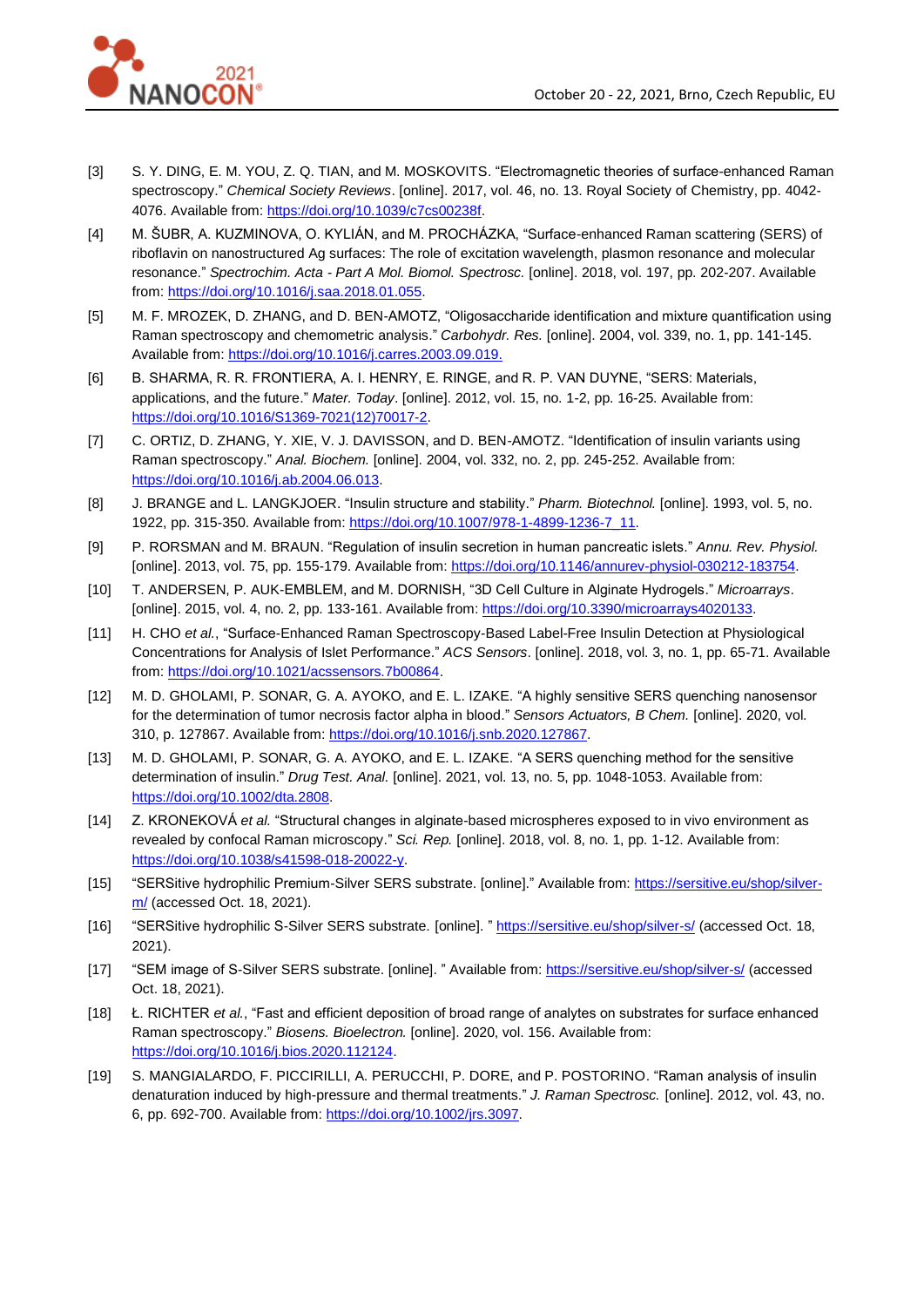[3] S. Y. DING, E. M. YOU, Z. Q. TIAN, and M. MOSKOVITS. "Electromagnetic theories of surface-enhanced Raman spectroscopy." *Chemical Society Reviews*. [online]. 2017, vol. 46, no. 13. Royal Society of Chemistry, pp. 4042-4076. Available from: https://doi.org/10.1039/c7cs00238f.

[4] M. ŠUBR, A. KUZMINOVA, O. KYLIÁN, and M. PROCHÁZKA, "Surface-enhanced Raman scattering (SERS) of riboflavin on nanostructured Ag surfaces: The role of excitation wavelength, plasmon resonance and molecular resonance." *Spectrochim. Acta - Part A Mol. Biomol. Spectrosc.* [online]. 2018, vol. 197, pp. 202-207. Available from: https://doi.org/10.1016/j.saa.2018.01.055.

[5] M. F. MROZEK, D. ZHANG, and D. BEN-AMOTZ, "Oligosaccharide identification and mixture quantification using Raman spectroscopy and chemometric analysis." *Carbohydr. Res.* [online]. 2004, vol. 339, no. 1, pp. 141-145. Available from: https://doi.org/10.1016/j.carres.2003.09.019.

[6] B. SHARMA, R. R. FRONTIERA, A. I. HENRY, E. RINGE, and R. P. VAN DUYNE, "SERS: Materials, applications, and the future." *Mater. Today*. [online]. 2012, vol. 15, no. 1-2, pp. 16-25. Available from: https://doi.org/10.1016/S1369-7021(12)70017-2.

[7] C. ORTIZ, D. ZHANG, Y. XIE, V. J. DAVISSON, and D. BEN-AMOTZ. "Identification of insulin variants using Raman spectroscopy." *Anal. Biochem.* [online]. 2004, vol. 332, no. 2, pp. 245-252. Available from: https://doi.org/10.1016/j.ab.2004.06.013.

[8] J. BRANGE and L. LANGKJOER. "Insulin structure and stability." *Pharm. Biotechnol.* [online]. 1993, vol. 5, no. 1922, pp. 315-350. Available from: https://doi.org/10.1007/978-1-4899-1236-7_11.

[9] P. RORSMAN and M. BRAUN. "Regulation of insulin secretion in human pancreatic islets." *Annu. Rev. Physiol.* [online]. 2013, vol. 75, pp. 155-179. Available from: https://doi.org/10.1146/annurev-physiol-030212-183754.

[10] T. ANDERSEN, P. AUK-EMBLEM, and M. DORNISH, "3D Cell Culture in Alginate Hydrogels." *Microarrays*. [online]. 2015, vol. 4, no. 2, pp. 133-161. Available from: https://doi.org/10.3390/microarrays4020133.

[11] H. CHO *et al.*, "Surface-Enhanced Raman Spectroscopy-Based Label-Free Insulin Detection at Physiological Concentrations for Analysis of Islet Performance." *ACS Sensors*. [online]. 2018, vol. 3, no. 1, pp. 65-71. Available from: https://doi.org/10.1021/acssensors.7b00864.

[12] M. D. GHOLAMI, P. SONAR, G. A. AYOKO, and E. L. IZAKE. "A highly sensitive SERS quenching nanosensor for the determination of tumor necrosis factor alpha in blood." *Sensors Actuators, B Chem.* [online]. 2020, vol. 310, p. 127867. Available from: https://doi.org/10.1016/j.snb.2020.127867.

[13] M. D. GHOLAMI, P. SONAR, G. A. AYOKO, and E. L. IZAKE. "A SERS quenching method for the sensitive determination of insulin." *Drug Test. Anal.* [online]. 2021, vol. 13, no. 5, pp. 1048-1053. Available from: https://doi.org/10.1002/dta.2808.

[14] Z. KRONEKOVÁ *et al.* "Structural changes in alginate-based microspheres exposed to in vivo environment as revealed by confocal Raman microscopy." *Sci. Rep.* [online]. 2018, vol. 8, no. 1, pp. 1-12. Available from: https://doi.org/10.1038/s41598-018-20022-y.

[15] "SERSitive hydrophilic Premium-Silver SERS substrate. [online]." Available from: https://sersitive.eu/shop/silver-m/ (accessed Oct. 18, 2021).

[16] "SERSitive hydrophilic S-Silver SERS substrate. [online]. " https://sersitive.eu/shop/silver-s/ (accessed Oct. 18, 2021).

[17] "SEM image of S-Silver SERS substrate. [online]. " Available from: https://sersitive.eu/shop/silver-s/ (accessed Oct. 18, 2021).

[18] Ł. RICHTER *et al.*, "Fast and efficient deposition of broad range of analytes on substrates for surface enhanced Raman spectroscopy." *Biosens. Bioelectron.* [online]. 2020, vol. 156. Available from: https://doi.org/10.1016/j.bios.2020.112124.

[19] S. MANGIALARDO, F. PICCIRILLI, A. PERUCCHI, P. DORE, and P. POSTORINO. "Raman analysis of insulin denaturation induced by high-pressure and thermal treatments." *J. Raman Spectrosc.* [online]. 2012, vol. 43, no. 6, pp. 692-700. Available from: https://doi.org/10.1002/jrs.3097.